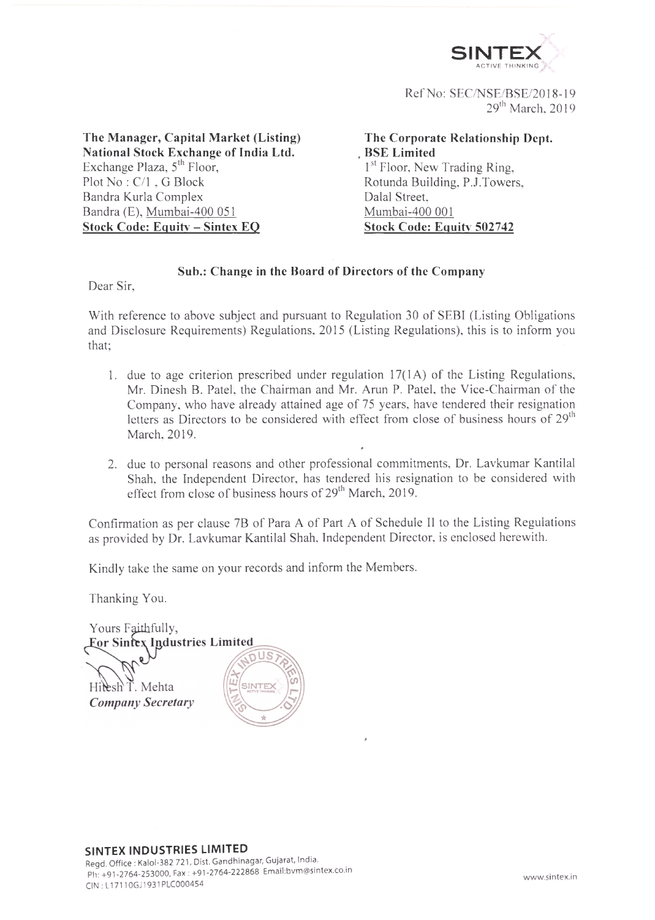SINTEX
ACTIVE THINKING

Ref No: SEC/NSE/BSE/2018-19
29th March, 2019

**The Manager, Capital Market (Listing)**
**National Stock Exchange of India Ltd.**
Exchange Plaza, 5th Floor,
Plot No : C/1 , G Block
Bandra Kurla Complex
Bandra (E), Mumbai-400 051
**Stock Code: Equity – Sintex EQ**

**The Corporate Relationship Dept.**
**BSE Limited**
1st Floor, New Trading Ring,
Rotunda Building, P.J.Towers,
Dalal Street,
Mumbai-400 001
**Stock Code: Equity 502742**

**Sub.: Change in the Board of Directors of the Company**

Dear Sir,

With reference to above subject and pursuant to Regulation 30 of SEBI (Listing Obligations and Disclosure Requirements) Regulations, 2015 (Listing Regulations), this is to inform you that;

1. due to age criterion prescribed under regulation 17(1A) of the Listing Regulations, Mr. Dinesh B. Patel, the Chairman and Mr. Arun P. Patel, the Vice-Chairman of the Company, who have already attained age of 75 years, have tendered their resignation letters as Directors to be considered with effect from close of business hours of 29th March, 2019.
2. due to personal reasons and other professional commitments, Dr. Lavkumar Kantilal Shah, the Independent Director, has tendered his resignation to be considered with effect from close of business hours of 29th March, 2019.

Confirmation as per clause 7B of Para A of Part A of Schedule II to the Listing Regulations as provided by Dr. Lavkumar Kantilal Shah, Independent Director, is enclosed herewith.

Kindly take the same on your records and inform the Members.

Thanking You.

Yours Faithfully,
**For Sintex Industries Limited**

Hitesh T. Mehta
***Company Secretary***

**SINTEX INDUSTRIES LIMITED**
Regd. Office : Kalol-382 721, Dist. Gandhinagar, Gujarat, India.
Ph: +91-2764-253000, Fax : +91-2764-222868 Email:bvm@sintex.co.in
CIN : L17110GJ1931PLC000454

www.sintex.in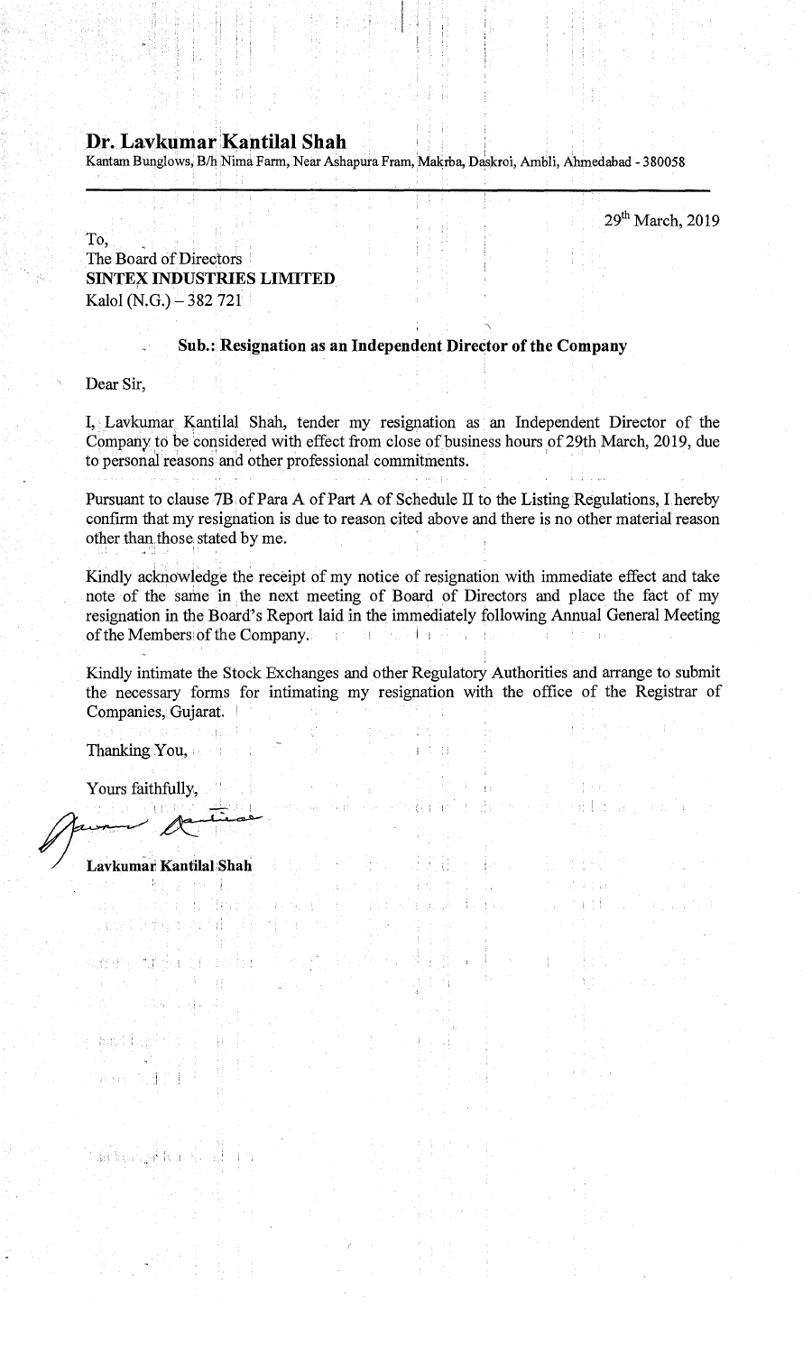# Dr. Lavkumar Kantilal Shah

Kantam Bunglows, B/h Nima Farm, Near Ashapura Fram, Makrba, Daskroi, Ambli, Ahmedabad - 380058

29th March, 2019

To,
The Board of Directors
**SINTEX INDUSTRIES LIMITED**
Kalol (N.G.) – 382 721

**Sub.: Resignation as an Independent Director of the Company**

Dear Sir,

I, Lavkumar Kantilal Shah, tender my resignation as an Independent Director of the Company to be considered with effect from close of business hours of 29th March, 2019, due to personal reasons and other professional commitments.

Pursuant to clause 7B of Para A of Part A of Schedule II to the Listing Regulations, I hereby confirm that my resignation is due to reason cited above and there is no other material reason other than those stated by me.

Kindly acknowledge the receipt of my notice of resignation with immediate effect and take note of the same in the next meeting of Board of Directors and place the fact of my resignation in the Board's Report laid in the immediately following Annual General Meeting of the Members of the Company.

Kindly intimate the Stock Exchanges and other Regulatory Authorities and arrange to submit the necessary forms for intimating my resignation with the office of the Registrar of Companies, Gujarat.

Thanking You,

Yours faithfully,

**Lavkumar Kantilal Shah**